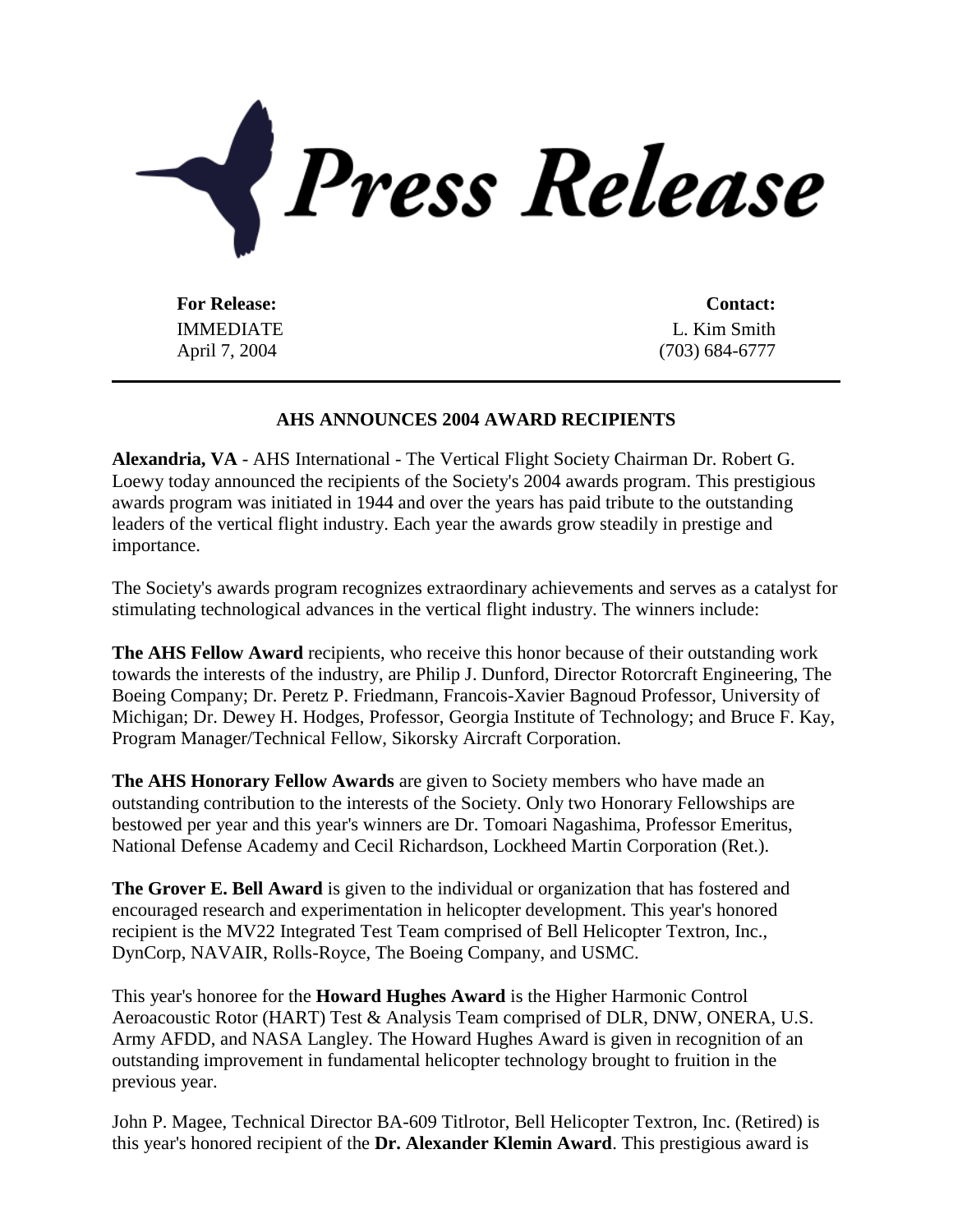# Press Release

| For Release: | Contact: |
|---|---|
| IMMEDIATE | L. Kim Smith |
| April 7, 2004 | (703) 684-6777 |

---

## AHS ANNOUNCES 2004 AWARD RECIPIENTS

**Alexandria, VA** - AHS International - The Vertical Flight Society Chairman Dr. Robert G. Loewy today announced the recipients of the Society's 2004 awards program. This prestigious awards program was initiated in 1944 and over the years has paid tribute to the outstanding leaders of the vertical flight industry. Each year the awards grow steadily in prestige and importance.

The Society's awards program recognizes extraordinary achievements and serves as a catalyst for stimulating technological advances in the vertical flight industry. The winners include:

**The AHS Fellow Award** recipients, who receive this honor because of their outstanding work towards the interests of the industry, are Philip J. Dunford, Director Rotorcraft Engineering, The Boeing Company; Dr. Peretz P. Friedmann, Francois-Xavier Bagnoud Professor, University of Michigan; Dr. Dewey H. Hodges, Professor, Georgia Institute of Technology; and Bruce F. Kay, Program Manager/Technical Fellow, Sikorsky Aircraft Corporation.

**The AHS Honorary Fellow Awards** are given to Society members who have made an outstanding contribution to the interests of the Society. Only two Honorary Fellowships are bestowed per year and this year's winners are Dr. Tomoari Nagashima, Professor Emeritus, National Defense Academy and Cecil Richardson, Lockheed Martin Corporation (Ret.).

**The Grover E. Bell Award** is given to the individual or organization that has fostered and encouraged research and experimentation in helicopter development. This year's honored recipient is the MV22 Integrated Test Team comprised of Bell Helicopter Textron, Inc., DynCorp, NAVAIR, Rolls-Royce, The Boeing Company, and USMC.

This year's honoree for the **Howard Hughes Award** is the Higher Harmonic Control Aeroacoustic Rotor (HART) Test & Analysis Team comprised of DLR, DNW, ONERA, U.S. Army AFDD, and NASA Langley. The Howard Hughes Award is given in recognition of an outstanding improvement in fundamental helicopter technology brought to fruition in the previous year.

John P. Magee, Technical Director BA-609 Titlrotor, Bell Helicopter Textron, Inc. (Retired) is this year's honored recipient of the **Dr. Alexander Klemin Award**. This prestigious award is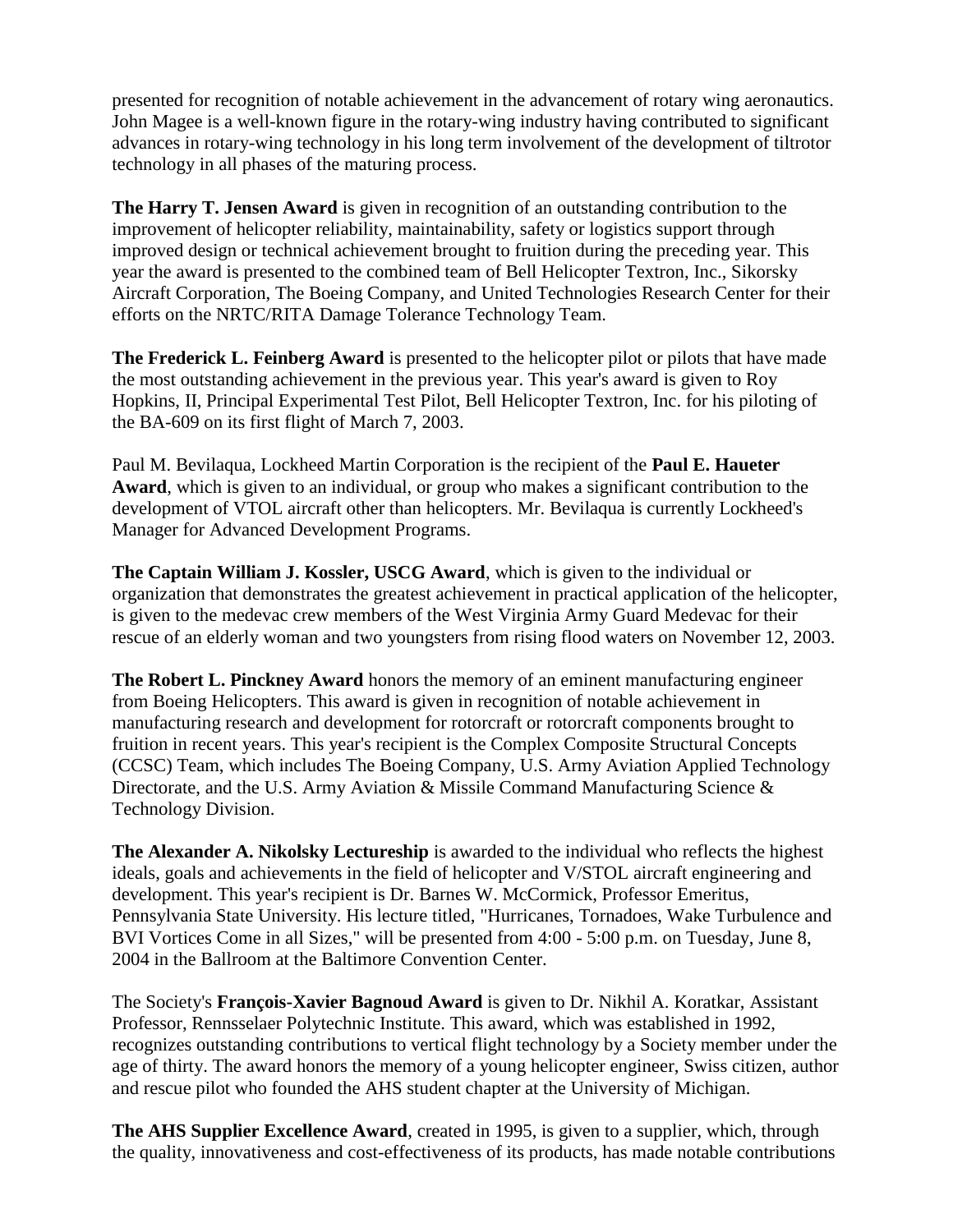presented for recognition of notable achievement in the advancement of rotary wing aeronautics. John Magee is a well-known figure in the rotary-wing industry having contributed to significant advances in rotary-wing technology in his long term involvement of the development of tiltrotor technology in all phases of the maturing process.

**The Harry T. Jensen Award** is given in recognition of an outstanding contribution to the improvement of helicopter reliability, maintainability, safety or logistics support through improved design or technical achievement brought to fruition during the preceding year. This year the award is presented to the combined team of Bell Helicopter Textron, Inc., Sikorsky Aircraft Corporation, The Boeing Company, and United Technologies Research Center for their efforts on the NRTC/RITA Damage Tolerance Technology Team.

**The Frederick L. Feinberg Award** is presented to the helicopter pilot or pilots that have made the most outstanding achievement in the previous year. This year's award is given to Roy Hopkins, II, Principal Experimental Test Pilot, Bell Helicopter Textron, Inc. for his piloting of the BA-609 on its first flight of March 7, 2003.

Paul M. Bevilaqua, Lockheed Martin Corporation is the recipient of the **Paul E. Haueter Award**, which is given to an individual, or group who makes a significant contribution to the development of VTOL aircraft other than helicopters. Mr. Bevilaqua is currently Lockheed's Manager for Advanced Development Programs.

**The Captain William J. Kossler, USCG Award**, which is given to the individual or organization that demonstrates the greatest achievement in practical application of the helicopter, is given to the medevac crew members of the West Virginia Army Guard Medevac for their rescue of an elderly woman and two youngsters from rising flood waters on November 12, 2003.

**The Robert L. Pinckney Award** honors the memory of an eminent manufacturing engineer from Boeing Helicopters. This award is given in recognition of notable achievement in manufacturing research and development for rotorcraft or rotorcraft components brought to fruition in recent years. This year's recipient is the Complex Composite Structural Concepts (CCSC) Team, which includes The Boeing Company, U.S. Army Aviation Applied Technology Directorate, and the U.S. Army Aviation & Missile Command Manufacturing Science & Technology Division.

**The Alexander A. Nikolsky Lectureship** is awarded to the individual who reflects the highest ideals, goals and achievements in the field of helicopter and V/STOL aircraft engineering and development. This year's recipient is Dr. Barnes W. McCormick, Professor Emeritus, Pennsylvania State University. His lecture titled, "Hurricanes, Tornadoes, Wake Turbulence and BVI Vortices Come in all Sizes," will be presented from 4:00 - 5:00 p.m. on Tuesday, June 8, 2004 in the Ballroom at the Baltimore Convention Center.

The Society's **François-Xavier Bagnoud Award** is given to Dr. Nikhil A. Koratkar, Assistant Professor, Rennsselaer Polytechnic Institute. This award, which was established in 1992, recognizes outstanding contributions to vertical flight technology by a Society member under the age of thirty. The award honors the memory of a young helicopter engineer, Swiss citizen, author and rescue pilot who founded the AHS student chapter at the University of Michigan.

**The AHS Supplier Excellence Award**, created in 1995, is given to a supplier, which, through the quality, innovativeness and cost-effectiveness of its products, has made notable contributions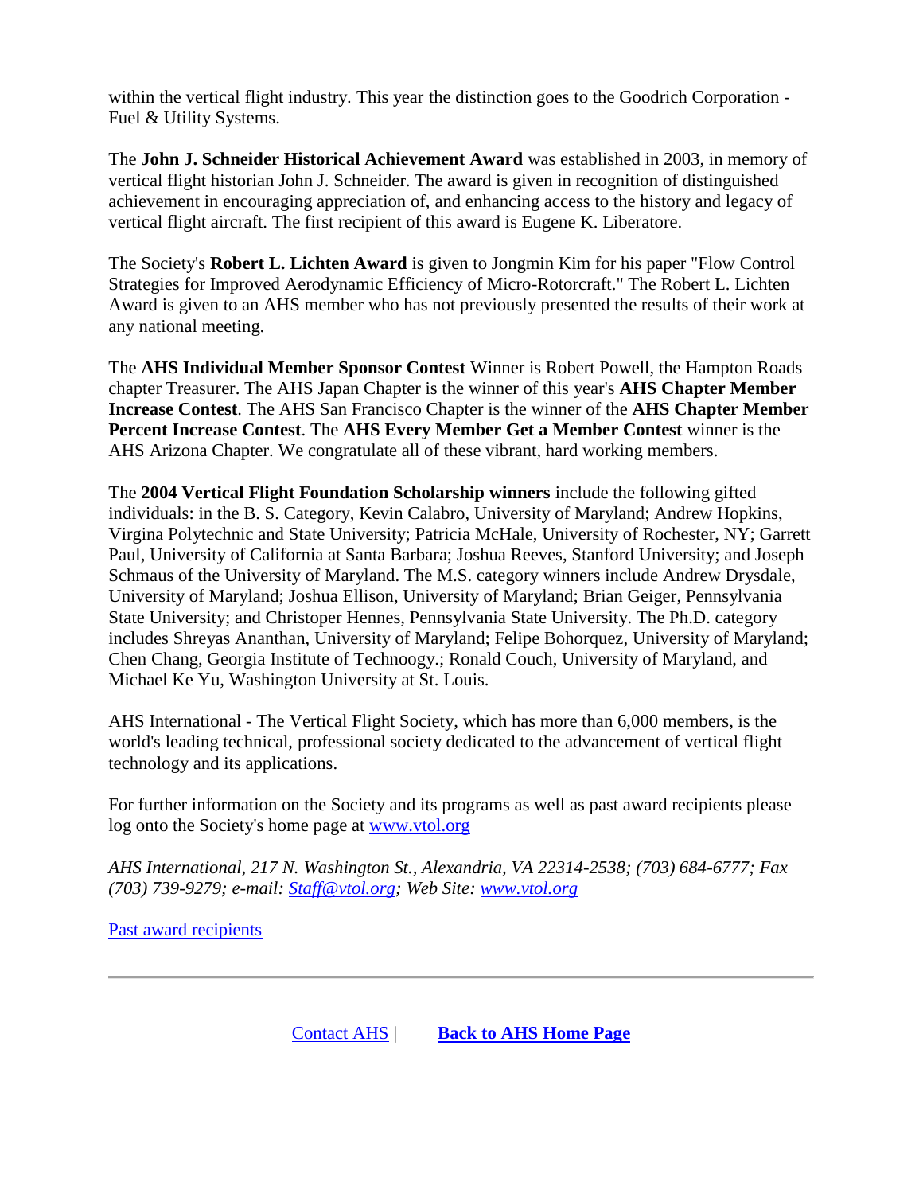within the vertical flight industry. This year the distinction goes to the Goodrich Corporation - Fuel & Utility Systems.

The **John J. Schneider Historical Achievement Award** was established in 2003, in memory of vertical flight historian John J. Schneider. The award is given in recognition of distinguished achievement in encouraging appreciation of, and enhancing access to the history and legacy of vertical flight aircraft. The first recipient of this award is Eugene K. Liberatore.

The Society's **Robert L. Lichten Award** is given to Jongmin Kim for his paper "Flow Control Strategies for Improved Aerodynamic Efficiency of Micro-Rotorcraft." The Robert L. Lichten Award is given to an AHS member who has not previously presented the results of their work at any national meeting.

The **AHS Individual Member Sponsor Contest** Winner is Robert Powell, the Hampton Roads chapter Treasurer. The AHS Japan Chapter is the winner of this year's **AHS Chapter Member Increase Contest**. The AHS San Francisco Chapter is the winner of the **AHS Chapter Member Percent Increase Contest**. The **AHS Every Member Get a Member Contest** winner is the AHS Arizona Chapter. We congratulate all of these vibrant, hard working members.

The **2004 Vertical Flight Foundation Scholarship winners** include the following gifted individuals: in the B. S. Category, Kevin Calabro, University of Maryland; Andrew Hopkins, Virgina Polytechnic and State University; Patricia McHale, University of Rochester, NY; Garrett Paul, University of California at Santa Barbara; Joshua Reeves, Stanford University; and Joseph Schmaus of the University of Maryland. The M.S. category winners include Andrew Drysdale, University of Maryland; Joshua Ellison, University of Maryland; Brian Geiger, Pennsylvania State University; and Christoper Hennes, Pennsylvania State University. The Ph.D. category includes Shreyas Ananthan, University of Maryland; Felipe Bohorquez, University of Maryland; Chen Chang, Georgia Institute of Technoogy.; Ronald Couch, University of Maryland, and Michael Ke Yu, Washington University at St. Louis.

AHS International - The Vertical Flight Society, which has more than 6,000 members, is the world's leading technical, professional society dedicated to the advancement of vertical flight technology and its applications.

For further information on the Society and its programs as well as past award recipients please log onto the Society's home page at [www.vtol.org](www.vtol.org)

*AHS International, 217 N. Washington St., Alexandria, VA 22314-2538; (703) 684-6777; Fax (703) 739-9279; e-mail: [Staff@vtol.org](mailto:Staff@vtol.org); Web Site: [www.vtol.org](www.vtol.org)*

[Past award recipients]()

---

[Contact AHS]() | **[Back to AHS Home Page]()**